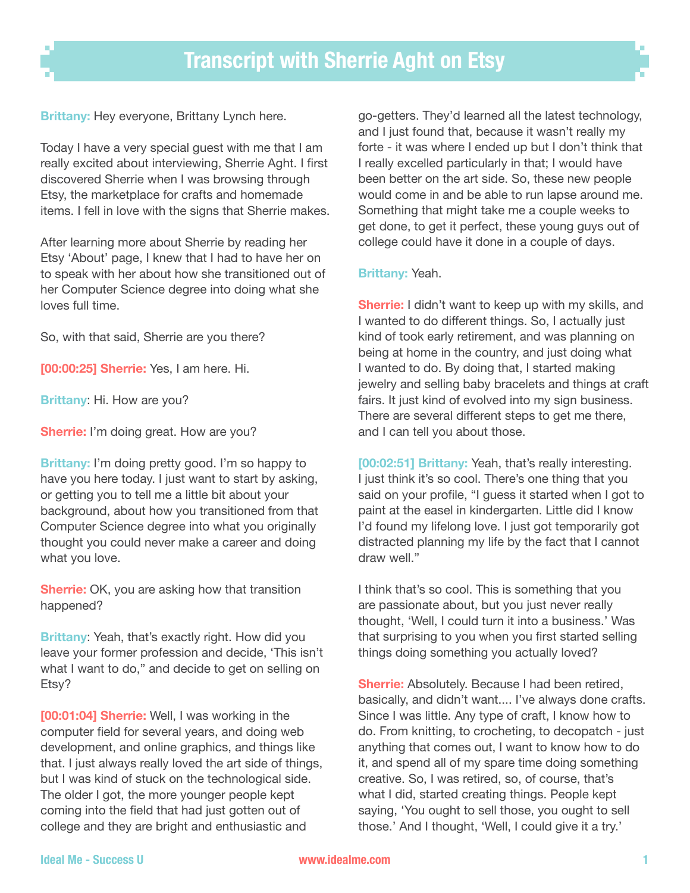# Transcript with Sherrie Aght on Etsy

**Brittany:** Hey everyone, Brittany Lynch here.

Today I have a very special guest with me that I am really excited about interviewing, Sherrie Aght. I first discovered Sherrie when I was browsing through Etsy, the marketplace for crafts and homemade items. I fell in love with the signs that Sherrie makes.

After learning more about Sherrie by reading her Etsy 'About' page, I knew that I had to have her on to speak with her about how she transitioned out of her Computer Science degree into doing what she loves full time.

So, with that said, Sherrie are you there?

**[00:00:25] Sherrie:** Yes, I am here. Hi.

**Brittany**: Hi. How are you?

**Sherrie:** I'm doing great. How are you?

**Brittany:** I'm doing pretty good. I'm so happy to have you here today. I just want to start by asking, or getting you to tell me a little bit about your background, about how you transitioned from that Computer Science degree into what you originally thought you could never make a career and doing what you love.

**Sherrie:** OK, you are asking how that transition happened?

**Brittany**: Yeah, that's exactly right. How did you leave your former profession and decide, 'This isn't what I want to do," and decide to get on selling on Etsy?

**[00:01:04] Sherrie:** Well, I was working in the computer field for several years, and doing web development, and online graphics, and things like that. I just always really loved the art side of things, but I was kind of stuck on the technological side. The older I got, the more younger people kept coming into the field that had just gotten out of college and they are bright and enthusiastic and go-getters. They'd learned all the latest technology, and I just found that, because it wasn't really my forte - it was where I ended up but I don't think that I really excelled particularly in that; I would have been better on the art side. So, these new people would come in and be able to run lapse around me. Something that might take me a couple weeks to get done, to get it perfect, these young guys out of college could have it done in a couple of days.

**Brittany:** Yeah.

**Sherrie:** I didn't want to keep up with my skills, and I wanted to do different things. So, I actually just kind of took early retirement, and was planning on being at home in the country, and just doing what I wanted to do. By doing that, I started making jewelry and selling baby bracelets and things at craft fairs. It just kind of evolved into my sign business. There are several different steps to get me there, and I can tell you about those.

**[00:02:51] Brittany:** Yeah, that's really interesting. I just think it's so cool. There's one thing that you said on your profile, "I guess it started when I got to paint at the easel in kindergarten. Little did I know I'd found my lifelong love. I just got temporarily got distracted planning my life by the fact that I cannot draw well."

I think that's so cool. This is something that you are passionate about, but you just never really thought, 'Well, I could turn it into a business.' Was that surprising to you when you first started selling things doing something you actually loved?

**Sherrie:** Absolutely. Because I had been retired, basically, and didn't want.... I've always done crafts. Since I was little. Any type of craft, I know how to do. From knitting, to crocheting, to decopatch - just anything that comes out, I want to know how to do it, and spend all of my spare time doing something creative. So, I was retired, so, of course, that's what I did, started creating things. People kept saying, 'You ought to sell those, you ought to sell those.' And I thought, 'Well, I could give it a try.'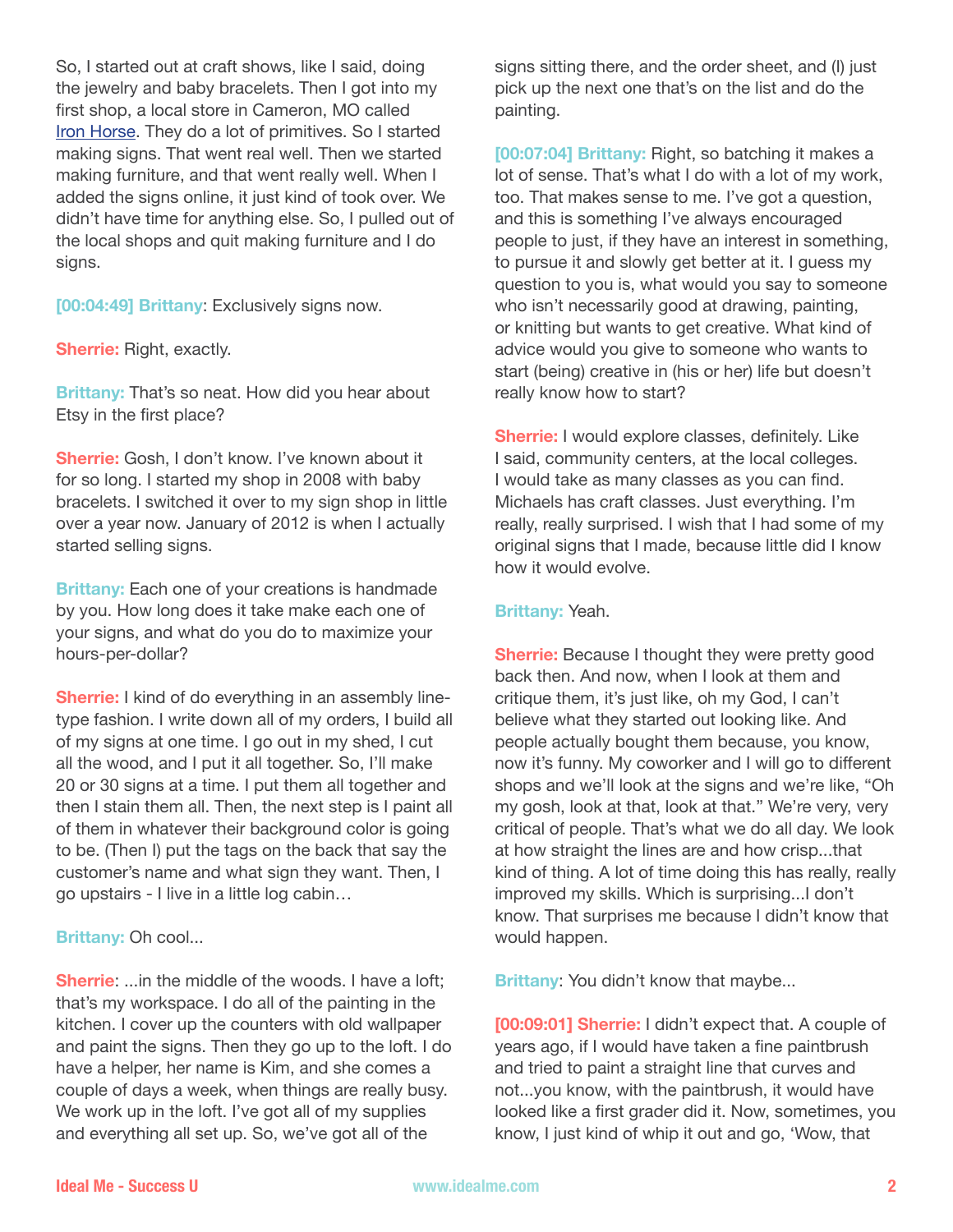So, I started out at craft shows, like I said, doing the jewelry and baby bracelets. Then I got into my first shop, a local store in Cameron, MO called Iron Horse. They do a lot of primitives. So I started making signs. That went real well. Then we started making furniture, and that went really well. When I added the signs online, it just kind of took over. We didn't have time for anything else. So, I pulled out of the local shops and quit making furniture and I do signs.

**[00:04:49] Brittany**: Exclusively signs now.

**Sherrie:** Right, exactly.

**Brittany:** That's so neat. How did you hear about Etsy in the first place?

**Sherrie:** Gosh, I don't know. I've known about it for so long. I started my shop in 2008 with baby bracelets. I switched it over to my sign shop in little over a year now. January of 2012 is when I actually started selling signs.

**Brittany:** Each one of your creations is handmade by you. How long does it take make each one of your signs, and what do you do to maximize your hours-per-dollar?

**Sherrie:** I kind of do everything in an assembly line-type fashion. I write down all of my orders, I build all of my signs at one time. I go out in my shed, I cut all the wood, and I put it all together. So, I'll make 20 or 30 signs at a time. I put them all together and then I stain them all. Then, the next step is I paint all of them in whatever their background color is going to be. (Then I) put the tags on the back that say the customer's name and what sign they want. Then, I go upstairs - I live in a little log cabin…

**Brittany:** Oh cool...

**Sherrie**: ...in the middle of the woods. I have a loft; that's my workspace. I do all of the painting in the kitchen. I cover up the counters with old wallpaper and paint the signs. Then they go up to the loft. I do have a helper, her name is Kim, and she comes a couple of days a week, when things are really busy. We work up in the loft. I've got all of my supplies and everything all set up. So, we've got all of the signs sitting there, and the order sheet, and (I) just pick up the next one that's on the list and do the painting.

**[00:07:04] Brittany:** Right, so batching it makes a lot of sense. That's what I do with a lot of my work, too. That makes sense to me. I've got a question, and this is something I've always encouraged people to just, if they have an interest in something, to pursue it and slowly get better at it. I guess my question to you is, what would you say to someone who isn't necessarily good at drawing, painting, or knitting but wants to get creative. What kind of advice would you give to someone who wants to start (being) creative in (his or her) life but doesn't really know how to start?

**Sherrie:** I would explore classes, definitely. Like I said, community centers, at the local colleges. I would take as many classes as you can find. Michaels has craft classes. Just everything. I'm really, really surprised. I wish that I had some of my original signs that I made, because little did I know how it would evolve.

**Brittany:** Yeah.

**Sherrie:** Because I thought they were pretty good back then. And now, when I look at them and critique them, it's just like, oh my God, I can't believe what they started out looking like. And people actually bought them because, you know, now it's funny. My coworker and I will go to different shops and we'll look at the signs and we're like, "Oh my gosh, look at that, look at that." We're very, very critical of people. That's what we do all day. We look at how straight the lines are and how crisp...that kind of thing. A lot of time doing this has really, really improved my skills. Which is surprising...I don't know. That surprises me because I didn't know that would happen.

**Brittany**: You didn't know that maybe...

**[00:09:01] Sherrie:** I didn't expect that. A couple of years ago, if I would have taken a fine paintbrush and tried to paint a straight line that curves and not...you know, with the paintbrush, it would have looked like a first grader did it. Now, sometimes, you know, I just kind of whip it out and go, 'Wow, that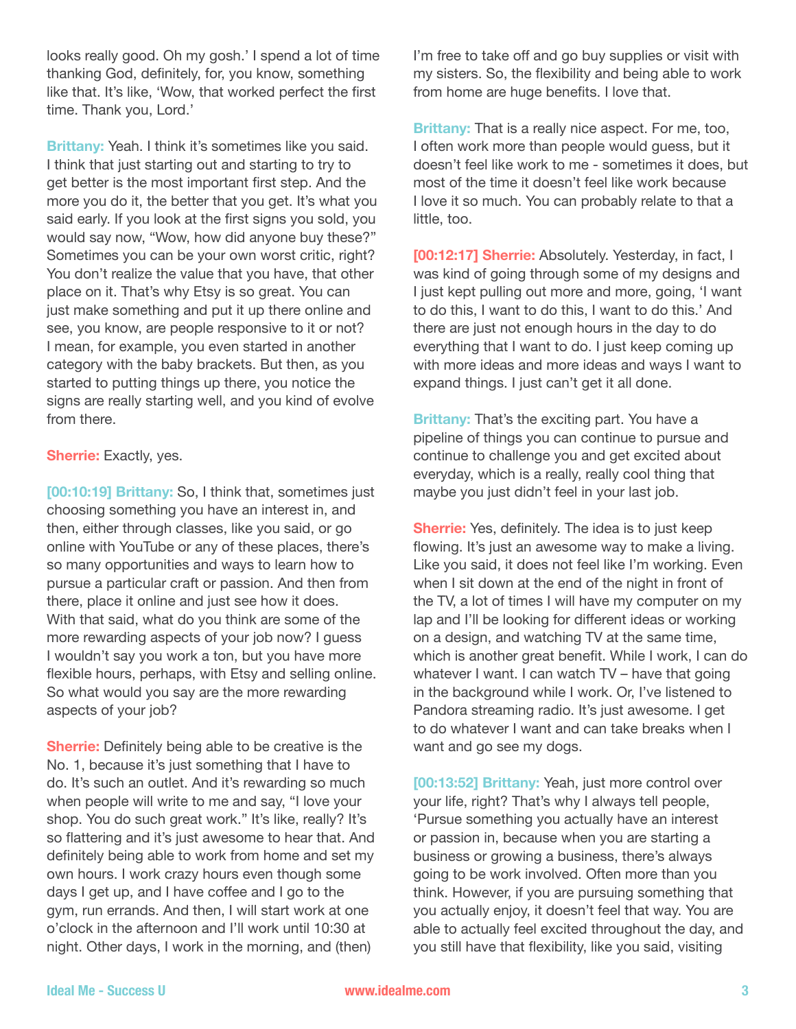looks really good. Oh my gosh.' I spend a lot of time thanking God, definitely, for, you know, something like that. It's like, 'Wow, that worked perfect the first time. Thank you, Lord.'

**Brittany:** Yeah. I think it's sometimes like you said. I think that just starting out and starting to try to get better is the most important first step. And the more you do it, the better that you get. It's what you said early. If you look at the first signs you sold, you would say now, "Wow, how did anyone buy these?" Sometimes you can be your own worst critic, right? You don't realize the value that you have, that other place on it. That's why Etsy is so great. You can just make something and put it up there online and see, you know, are people responsive to it or not? I mean, for example, you even started in another category with the baby brackets. But then, as you started to putting things up there, you notice the signs are really starting well, and you kind of evolve from there.

**Sherrie:** Exactly, yes.

**[00:10:19] Brittany:** So, I think that, sometimes just choosing something you have an interest in, and then, either through classes, like you said, or go online with YouTube or any of these places, there's so many opportunities and ways to learn how to pursue a particular craft or passion. And then from there, place it online and just see how it does. With that said, what do you think are some of the more rewarding aspects of your job now? I guess I wouldn't say you work a ton, but you have more flexible hours, perhaps, with Etsy and selling online. So what would you say are the more rewarding aspects of your job?

**Sherrie:** Definitely being able to be creative is the No. 1, because it's just something that I have to do. It's such an outlet. And it's rewarding so much when people will write to me and say, "I love your shop. You do such great work." It's like, really? It's so flattering and it's just awesome to hear that. And definitely being able to work from home and set my own hours. I work crazy hours even though some days I get up, and I have coffee and I go to the gym, run errands. And then, I will start work at one o'clock in the afternoon and I'll work until 10:30 at night. Other days, I work in the morning, and (then) I'm free to take off and go buy supplies or visit with my sisters. So, the flexibility and being able to work from home are huge benefits. I love that.

**Brittany:** That is a really nice aspect. For me, too, I often work more than people would guess, but it doesn't feel like work to me - sometimes it does, but most of the time it doesn't feel like work because I love it so much. You can probably relate to that a little, too.

**[00:12:17] Sherrie:** Absolutely. Yesterday, in fact, I was kind of going through some of my designs and I just kept pulling out more and more, going, 'I want to do this, I want to do this, I want to do this.' And there are just not enough hours in the day to do everything that I want to do. I just keep coming up with more ideas and more ideas and ways I want to expand things. I just can't get it all done.

**Brittany:** That's the exciting part. You have a pipeline of things you can continue to pursue and continue to challenge you and get excited about everyday, which is a really, really cool thing that maybe you just didn't feel in your last job.

**Sherrie:** Yes, definitely. The idea is to just keep flowing. It's just an awesome way to make a living. Like you said, it does not feel like I'm working. Even when I sit down at the end of the night in front of the TV, a lot of times I will have my computer on my lap and I'll be looking for different ideas or working on a design, and watching TV at the same time, which is another great benefit. While I work, I can do whatever I want. I can watch TV – have that going in the background while I work. Or, I've listened to Pandora streaming radio. It's just awesome. I get to do whatever I want and can take breaks when I want and go see my dogs.

**[00:13:52] Brittany:** Yeah, just more control over your life, right? That's why I always tell people, 'Pursue something you actually have an interest or passion in, because when you are starting a business or growing a business, there's always going to be work involved. Often more than you think. However, if you are pursuing something that you actually enjoy, it doesn't feel that way. You are able to actually feel excited throughout the day, and you still have that flexibility, like you said, visiting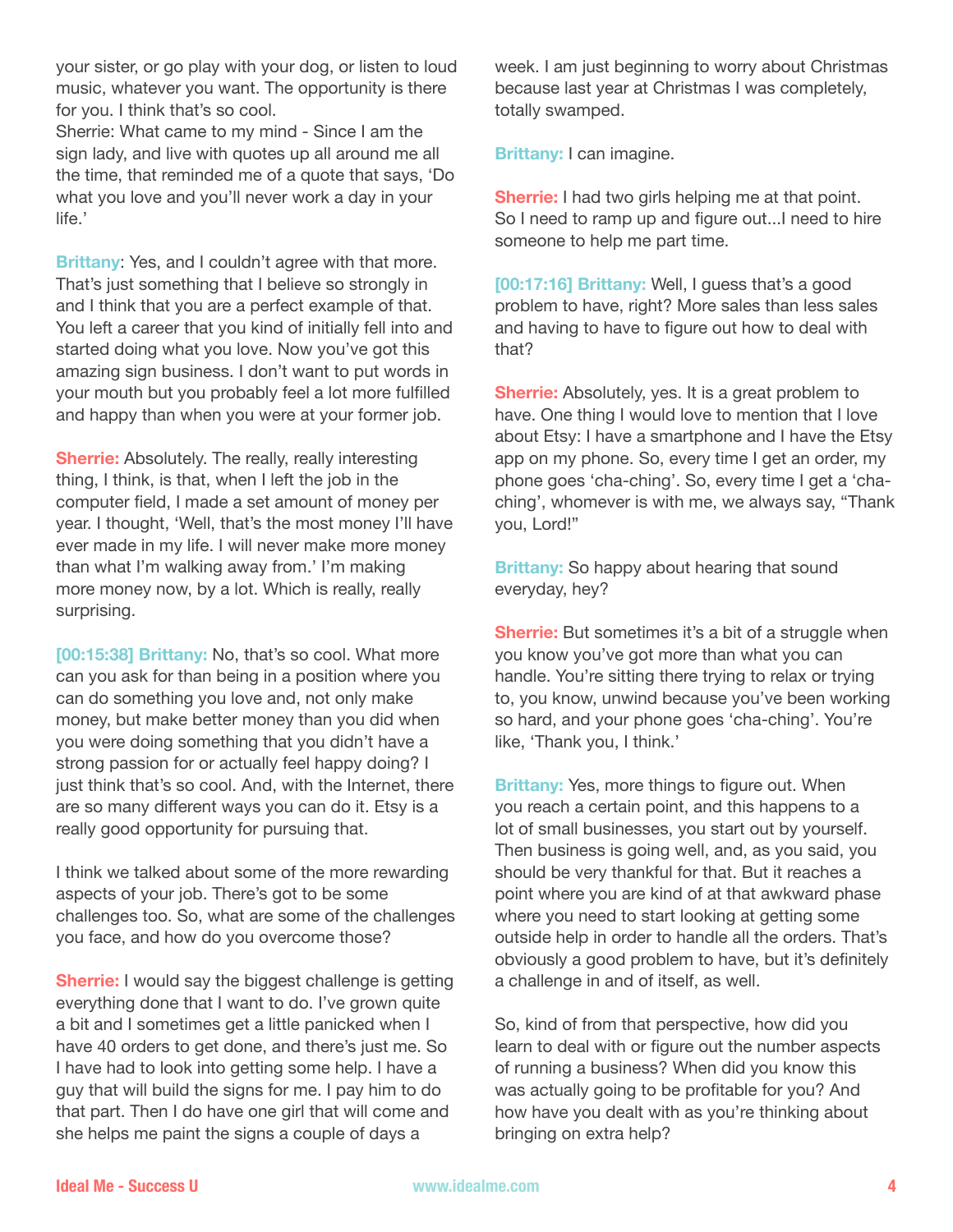your sister, or go play with your dog, or listen to loud music, whatever you want. The opportunity is there for you. I think that's so cool.

Sherrie: What came to my mind - Since I am the sign lady, and live with quotes up all around me all the time, that reminded me of a quote that says, 'Do what you love and you'll never work a day in your life.'

**Brittany**: Yes, and I couldn't agree with that more. That's just something that I believe so strongly in and I think that you are a perfect example of that. You left a career that you kind of initially fell into and started doing what you love. Now you've got this amazing sign business. I don't want to put words in your mouth but you probably feel a lot more fulfilled and happy than when you were at your former job.

**Sherrie:** Absolutely. The really, really interesting thing, I think, is that, when I left the job in the computer field, I made a set amount of money per year. I thought, 'Well, that's the most money I'll have ever made in my life. I will never make more money than what I'm walking away from.' I'm making more money now, by a lot. Which is really, really surprising.

**[00:15:38] Brittany:** No, that's so cool. What more can you ask for than being in a position where you can do something you love and, not only make money, but make better money than you did when you were doing something that you didn't have a strong passion for or actually feel happy doing? I just think that's so cool. And, with the Internet, there are so many different ways you can do it. Etsy is a really good opportunity for pursuing that.

I think we talked about some of the more rewarding aspects of your job. There's got to be some challenges too. So, what are some of the challenges you face, and how do you overcome those?

**Sherrie:** I would say the biggest challenge is getting everything done that I want to do. I've grown quite a bit and I sometimes get a little panicked when I have 40 orders to get done, and there's just me. So I have had to look into getting some help. I have a guy that will build the signs for me. I pay him to do that part. Then I do have one girl that will come and she helps me paint the signs a couple of days a week. I am just beginning to worry about Christmas because last year at Christmas I was completely, totally swamped.

**Brittany:** I can imagine.

**Sherrie:** I had two girls helping me at that point. So I need to ramp up and figure out...I need to hire someone to help me part time.

**[00:17:16] Brittany:** Well, I guess that's a good problem to have, right? More sales than less sales and having to have to figure out how to deal with that?

**Sherrie:** Absolutely, yes. It is a great problem to have. One thing I would love to mention that I love about Etsy: I have a smartphone and I have the Etsy app on my phone. So, every time I get an order, my phone goes 'cha-ching'. So, every time I get a 'cha-ching', whomever is with me, we always say, "Thank you, Lord!"

**Brittany:** So happy about hearing that sound everyday, hey?

**Sherrie:** But sometimes it's a bit of a struggle when you know you've got more than what you can handle. You're sitting there trying to relax or trying to, you know, unwind because you've been working so hard, and your phone goes 'cha-ching'. You're like, 'Thank you, I think.'

**Brittany:** Yes, more things to figure out. When you reach a certain point, and this happens to a lot of small businesses, you start out by yourself. Then business is going well, and, as you said, you should be very thankful for that. But it reaches a point where you are kind of at that awkward phase where you need to start looking at getting some outside help in order to handle all the orders. That's obviously a good problem to have, but it's definitely a challenge in and of itself, as well.

So, kind of from that perspective, how did you learn to deal with or figure out the number aspects of running a business? When did you know this was actually going to be profitable for you? And how have you dealt with as you're thinking about bringing on extra help?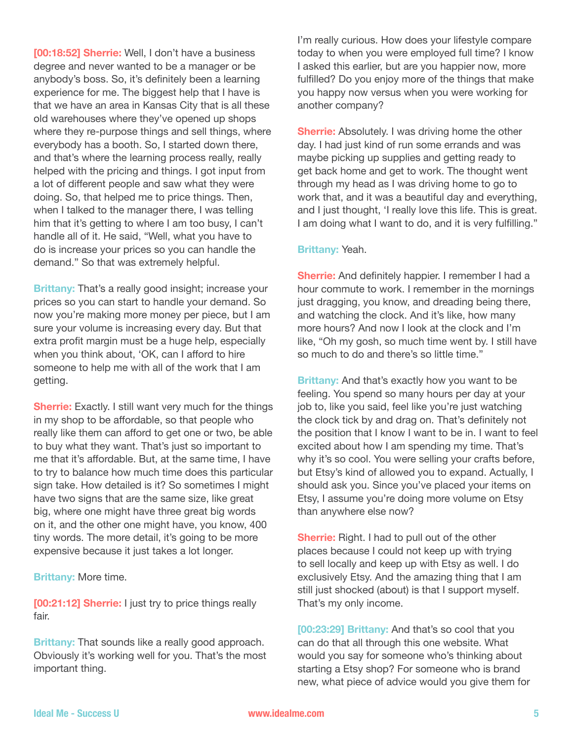**[00:18:52] Sherrie:** Well, I don't have a business degree and never wanted to be a manager or be anybody's boss. So, it's definitely been a learning experience for me. The biggest help that I have is that we have an area in Kansas City that is all these old warehouses where they've opened up shops where they re-purpose things and sell things, where everybody has a booth. So, I started down there, and that's where the learning process really, really helped with the pricing and things. I got input from a lot of different people and saw what they were doing. So, that helped me to price things. Then, when I talked to the manager there, I was telling him that it's getting to where I am too busy, I can't handle all of it. He said, "Well, what you have to do is increase your prices so you can handle the demand." So that was extremely helpful.

**Brittany:** That's a really good insight; increase your prices so you can start to handle your demand. So now you're making more money per piece, but I am sure your volume is increasing every day. But that extra profit margin must be a huge help, especially when you think about, 'OK, can I afford to hire someone to help me with all of the work that I am getting.

**Sherrie:** Exactly. I still want very much for the things in my shop to be affordable, so that people who really like them can afford to get one or two, be able to buy what they want. That's just so important to me that it's affordable. But, at the same time, I have to try to balance how much time does this particular sign take. How detailed is it? So sometimes I might have two signs that are the same size, like great big, where one might have three great big words on it, and the other one might have, you know, 400 tiny words. The more detail, it's going to be more expensive because it just takes a lot longer.

**Brittany:** More time.

**[00:21:12] Sherrie:** I just try to price things really fair.

**Brittany:** That sounds like a really good approach. Obviously it's working well for you. That's the most important thing.

I'm really curious. How does your lifestyle compare today to when you were employed full time? I know I asked this earlier, but are you happier now, more fulfilled? Do you enjoy more of the things that make you happy now versus when you were working for another company?

**Sherrie:** Absolutely. I was driving home the other day. I had just kind of run some errands and was maybe picking up supplies and getting ready to get back home and get to work. The thought went through my head as I was driving home to go to work that, and it was a beautiful day and everything, and I just thought, 'I really love this life. This is great. I am doing what I want to do, and it is very fulfilling."

**Brittany:** Yeah.

**Sherrie:** And definitely happier. I remember I had a hour commute to work. I remember in the mornings just dragging, you know, and dreading being there, and watching the clock. And it's like, how many more hours? And now I look at the clock and I'm like, "Oh my gosh, so much time went by. I still have so much to do and there's so little time."

**Brittany:** And that's exactly how you want to be feeling. You spend so many hours per day at your job to, like you said, feel like you're just watching the clock tick by and drag on. That's definitely not the position that I know I want to be in. I want to feel excited about how I am spending my time. That's why it's so cool. You were selling your crafts before, but Etsy's kind of allowed you to expand. Actually, I should ask you. Since you've placed your items on Etsy, I assume you're doing more volume on Etsy than anywhere else now?

**Sherrie:** Right. I had to pull out of the other places because I could not keep up with trying to sell locally and keep up with Etsy as well. I do exclusively Etsy. And the amazing thing that I am still just shocked (about) is that I support myself. That's my only income.

**[00:23:29] Brittany:** And that's so cool that you can do that all through this one website. What would you say for someone who's thinking about starting a Etsy shop? For someone who is brand new, what piece of advice would you give them for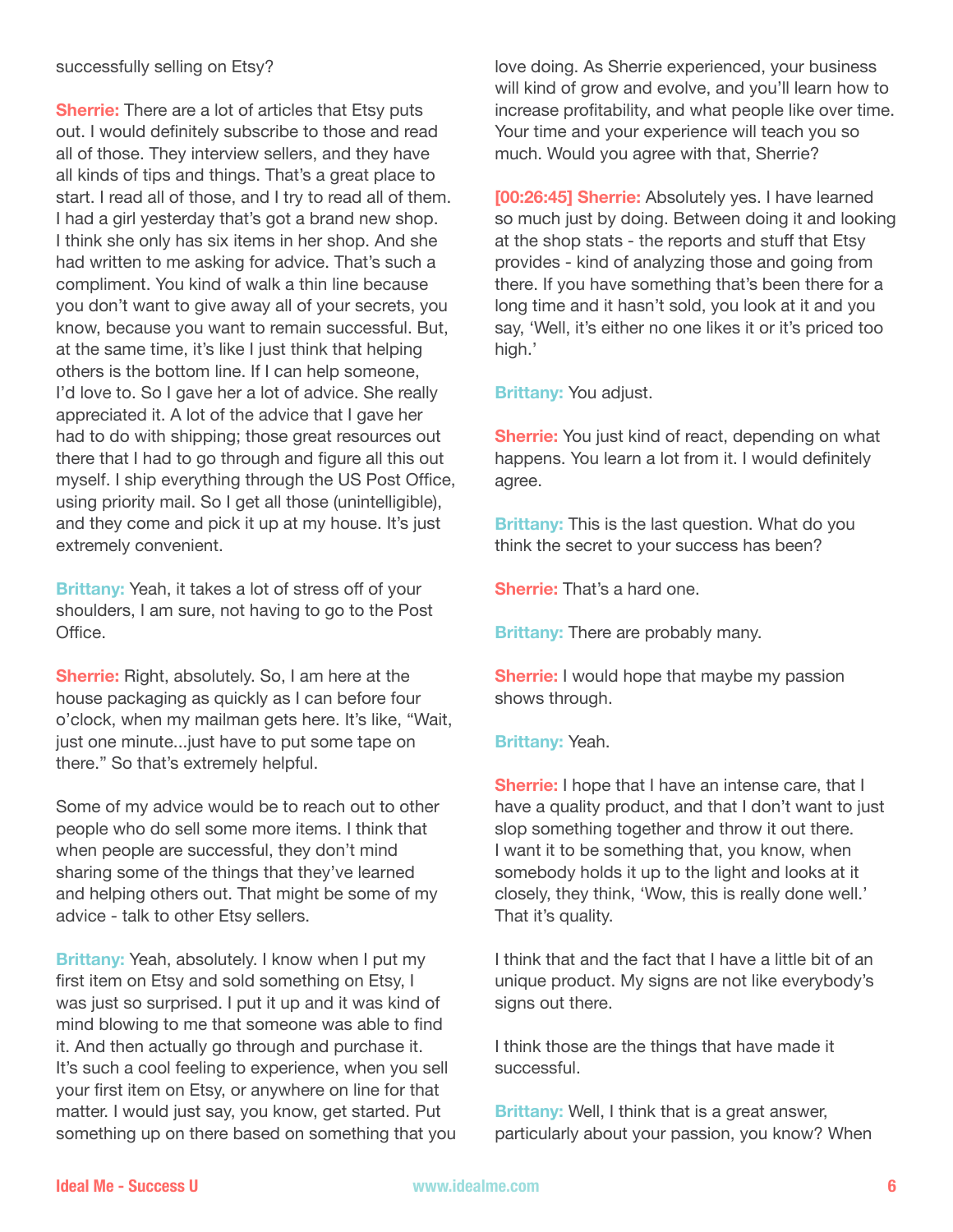successfully selling on Etsy?

**Sherrie:** There are a lot of articles that Etsy puts out. I would definitely subscribe to those and read all of those. They interview sellers, and they have all kinds of tips and things. That's a great place to start. I read all of those, and I try to read all of them. I had a girl yesterday that's got a brand new shop. I think she only has six items in her shop. And she had written to me asking for advice. That's such a compliment. You kind of walk a thin line because you don't want to give away all of your secrets, you know, because you want to remain successful. But, at the same time, it's like I just think that helping others is the bottom line. If I can help someone, I'd love to. So I gave her a lot of advice. She really appreciated it. A lot of the advice that I gave her had to do with shipping; those great resources out there that I had to go through and figure all this out myself. I ship everything through the US Post Office, using priority mail. So I get all those (unintelligible), and they come and pick it up at my house. It's just extremely convenient.

**Brittany:** Yeah, it takes a lot of stress off of your shoulders, I am sure, not having to go to the Post Office.

**Sherrie:** Right, absolutely. So, I am here at the house packaging as quickly as I can before four o'clock, when my mailman gets here. It's like, "Wait, just one minute...just have to put some tape on there." So that's extremely helpful.

Some of my advice would be to reach out to other people who do sell some more items. I think that when people are successful, they don't mind sharing some of the things that they've learned and helping others out. That might be some of my advice - talk to other Etsy sellers.

**Brittany:** Yeah, absolutely. I know when I put my first item on Etsy and sold something on Etsy, I was just so surprised. I put it up and it was kind of mind blowing to me that someone was able to find it. And then actually go through and purchase it. It's such a cool feeling to experience, when you sell your first item on Etsy, or anywhere on line for that matter. I would just say, you know, get started. Put something up on there based on something that you love doing. As Sherrie experienced, your business will kind of grow and evolve, and you'll learn how to increase profitability, and what people like over time. Your time and your experience will teach you so much. Would you agree with that, Sherrie?

**[00:26:45] Sherrie:** Absolutely yes. I have learned so much just by doing. Between doing it and looking at the shop stats - the reports and stuff that Etsy provides - kind of analyzing those and going from there. If you have something that's been there for a long time and it hasn't sold, you look at it and you say, 'Well, it's either no one likes it or it's priced too high.'

**Brittany:** You adjust.

**Sherrie:** You just kind of react, depending on what happens. You learn a lot from it. I would definitely agree.

**Brittany:** This is the last question. What do you think the secret to your success has been?

**Sherrie:** That's a hard one.

**Brittany:** There are probably many.

**Sherrie:** I would hope that maybe my passion shows through.

**Brittany:** Yeah.

**Sherrie:** I hope that I have an intense care, that I have a quality product, and that I don't want to just slop something together and throw it out there. I want it to be something that, you know, when somebody holds it up to the light and looks at it closely, they think, 'Wow, this is really done well.' That it's quality.

I think that and the fact that I have a little bit of an unique product. My signs are not like everybody's signs out there.

I think those are the things that have made it successful.

**Brittany:** Well, I think that is a great answer, particularly about your passion, you know? When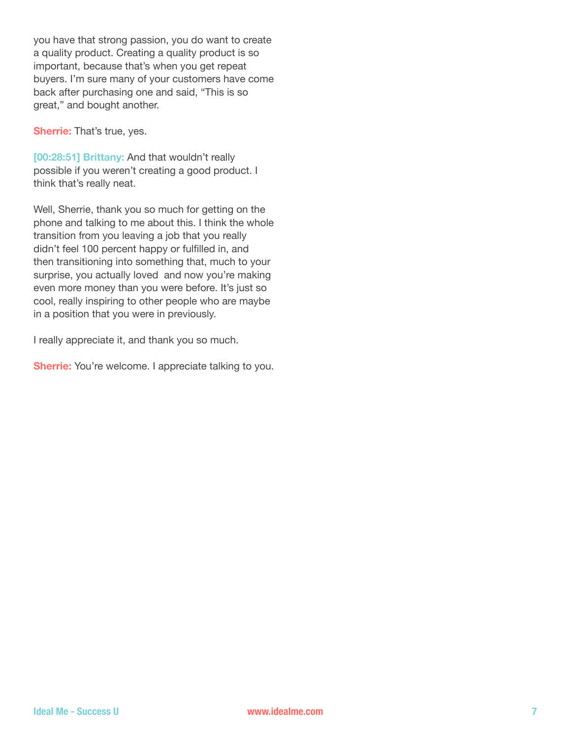you have that strong passion, you do want to create a quality product. Creating a quality product is so important, because that's when you get repeat buyers. I'm sure many of your customers have come back after purchasing one and said, "This is so great," and bought another.

**Sherrie:** That's true, yes.

**[00:28:51] Brittany:** And that wouldn't really possible if you weren't creating a good product. I think that's really neat.

Well, Sherrie, thank you so much for getting on the phone and talking to me about this. I think the whole transition from you leaving a job that you really didn't feel 100 percent happy or fulfilled in, and then transitioning into something that, much to your surprise, you actually loved  and now you're making even more money than you were before. It's just so cool, really inspiring to other people who are maybe in a position that you were in previously.

I really appreciate it, and thank you so much.

**Sherrie:** You're welcome. I appreciate talking to you.